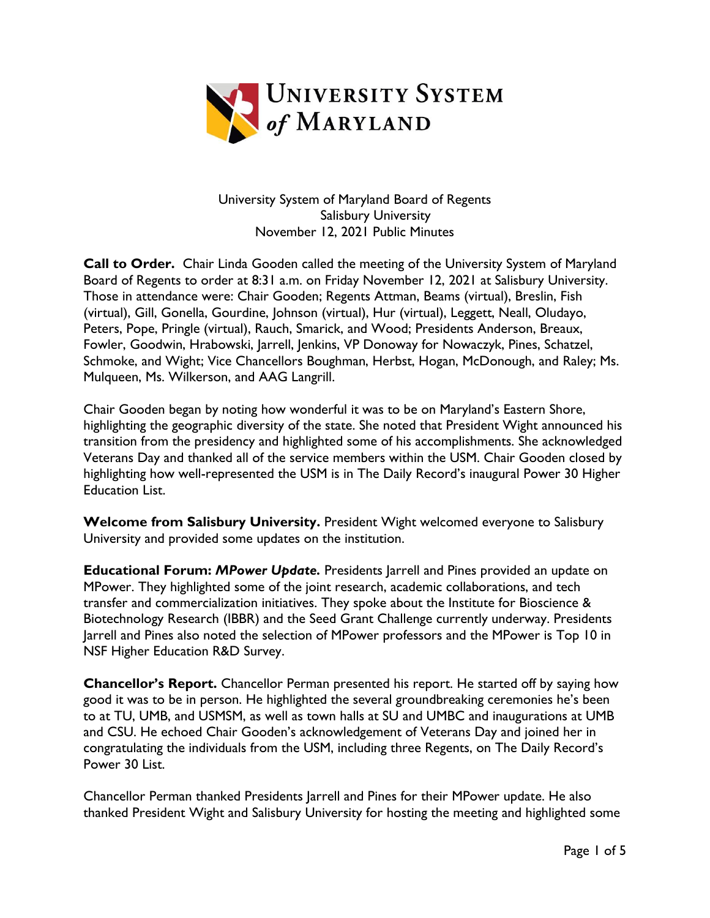University System of Maryland Board of Regents
Salisbury University
November 12, 2021 Public Minutes

**Call to Order.** Chair Linda Gooden called the meeting of the University System of Maryland Board of Regents to order at 8:31 a.m. on Friday November 12, 2021 at Salisbury University. Those in attendance were: Chair Gooden; Regents Attman, Beams (virtual), Breslin, Fish (virtual), Gill, Gonella, Gourdine, Johnson (virtual), Hur (virtual), Leggett, Neall, Oludayo, Peters, Pope, Pringle (virtual), Rauch, Smarick, and Wood; Presidents Anderson, Breaux, Fowler, Goodwin, Hrabowski, Jarrell, Jenkins, VP Donoway for Nowaczyk, Pines, Schatzel, Schmoke, and Wight; Vice Chancellors Boughman, Herbst, Hogan, McDonough, and Raley; Ms. Mulqueen, Ms. Wilkerson, and AAG Langrill.

Chair Gooden began by noting how wonderful it was to be on Maryland's Eastern Shore, highlighting the geographic diversity of the state. She noted that President Wight announced his transition from the presidency and highlighted some of his accomplishments. She acknowledged Veterans Day and thanked all of the service members within the USM. Chair Gooden closed by highlighting how well-represented the USM is in The Daily Record's inaugural Power 30 Higher Education List.

**Welcome from Salisbury University.** President Wight welcomed everyone to Salisbury University and provided some updates on the institution.

**Educational Forum: *MPower Update.*** Presidents Jarrell and Pines provided an update on MPower. They highlighted some of the joint research, academic collaborations, and tech transfer and commercialization initiatives. They spoke about the Institute for Bioscience & Biotechnology Research (IBBR) and the Seed Grant Challenge currently underway. Presidents Jarrell and Pines also noted the selection of MPower professors and the MPower is Top 10 in NSF Higher Education R&D Survey.

**Chancellor's Report.** Chancellor Perman presented his report. He started off by saying how good it was to be in person. He highlighted the several groundbreaking ceremonies he's been to at TU, UMB, and USMSM, as well as town halls at SU and UMBC and inaugurations at UMB and CSU. He echoed Chair Gooden's acknowledgement of Veterans Day and joined her in congratulating the individuals from the USM, including three Regents, on The Daily Record's Power 30 List.

Chancellor Perman thanked Presidents Jarrell and Pines for their MPower update. He also thanked President Wight and Salisbury University for hosting the meeting and highlighted some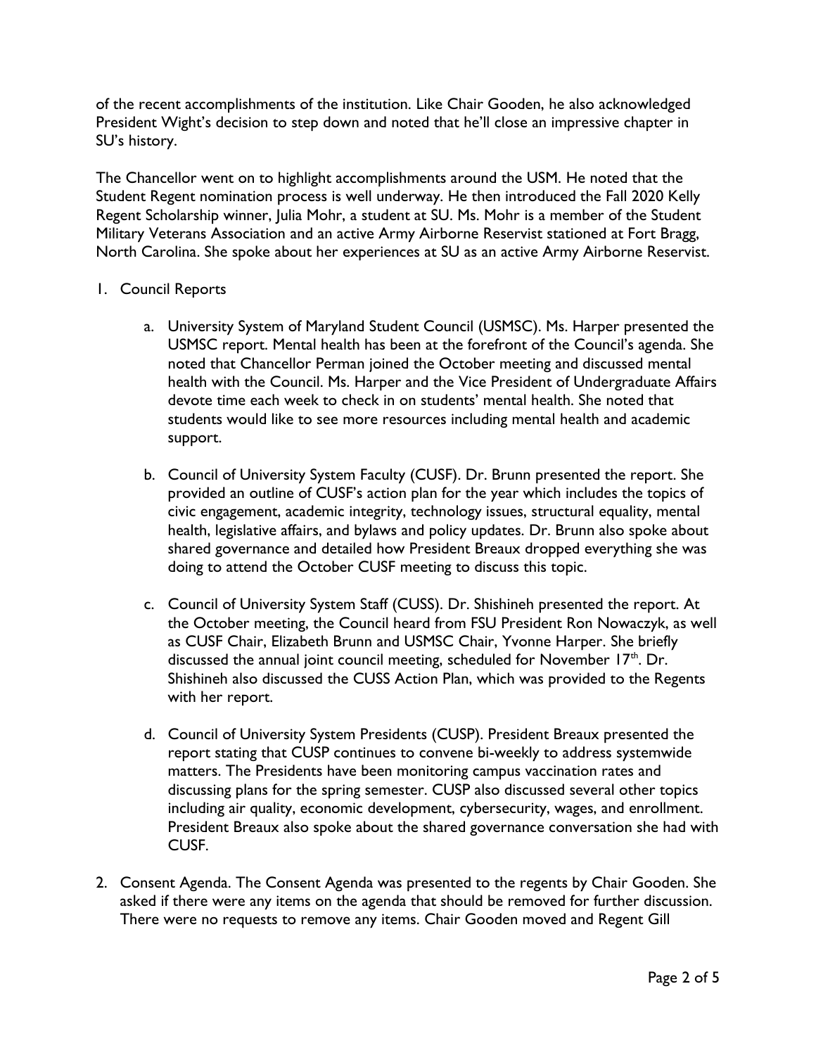of the recent accomplishments of the institution. Like Chair Gooden, he also acknowledged President Wight's decision to step down and noted that he'll close an impressive chapter in SU's history.

The Chancellor went on to highlight accomplishments around the USM. He noted that the Student Regent nomination process is well underway. He then introduced the Fall 2020 Kelly Regent Scholarship winner, Julia Mohr, a student at SU. Ms. Mohr is a member of the Student Military Veterans Association and an active Army Airborne Reservist stationed at Fort Bragg, North Carolina. She spoke about her experiences at SU as an active Army Airborne Reservist.

1. Council Reports

    a. University System of Maryland Student Council (USMSC). Ms. Harper presented the USMSC report. Mental health has been at the forefront of the Council's agenda. She noted that Chancellor Perman joined the October meeting and discussed mental health with the Council. Ms. Harper and the Vice President of Undergraduate Affairs devote time each week to check in on students' mental health. She noted that students would like to see more resources including mental health and academic support.

    b. Council of University System Faculty (CUSF). Dr. Brunn presented the report. She provided an outline of CUSF's action plan for the year which includes the topics of civic engagement, academic integrity, technology issues, structural equality, mental health, legislative affairs, and bylaws and policy updates. Dr. Brunn also spoke about shared governance and detailed how President Breaux dropped everything she was doing to attend the October CUSF meeting to discuss this topic.

    c. Council of University System Staff (CUSS). Dr. Shishineh presented the report. At the October meeting, the Council heard from FSU President Ron Nowaczyk, as well as CUSF Chair, Elizabeth Brunn and USMSC Chair, Yvonne Harper. She briefly discussed the annual joint council meeting, scheduled for November 17th. Dr. Shishineh also discussed the CUSS Action Plan, which was provided to the Regents with her report.

    d. Council of University System Presidents (CUSP). President Breaux presented the report stating that CUSP continues to convene bi-weekly to address systemwide matters. The Presidents have been monitoring campus vaccination rates and discussing plans for the spring semester. CUSP also discussed several other topics including air quality, economic development, cybersecurity, wages, and enrollment. President Breaux also spoke about the shared governance conversation she had with CUSF.

2. Consent Agenda. The Consent Agenda was presented to the regents by Chair Gooden. She asked if there were any items on the agenda that should be removed for further discussion. There were no requests to remove any items. Chair Gooden moved and Regent Gill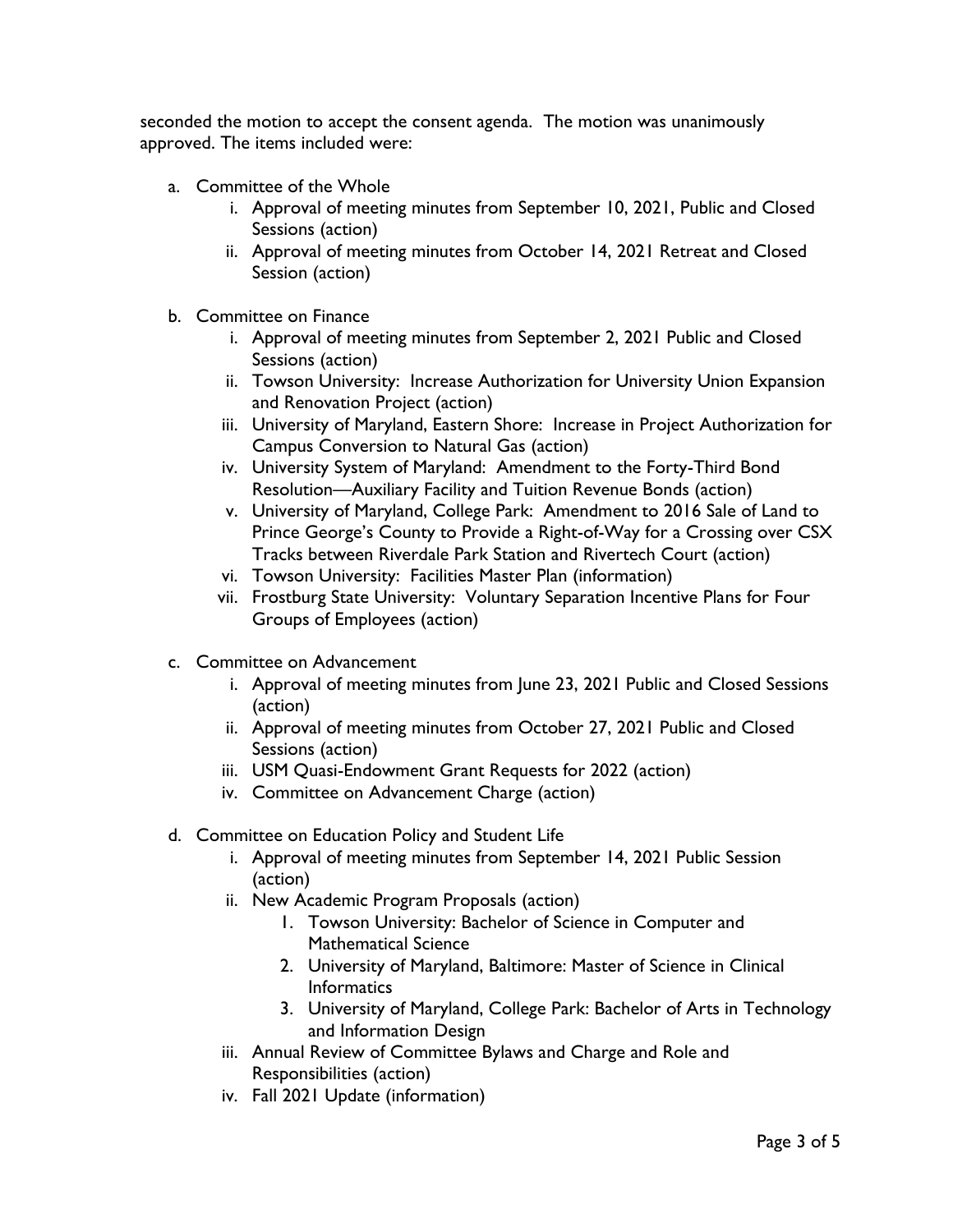seconded the motion to accept the consent agenda. The motion was unanimously approved. The items included were:

a. Committee of the Whole
   i. Approval of meeting minutes from September 10, 2021, Public and Closed Sessions (action)
   ii. Approval of meeting minutes from October 14, 2021 Retreat and Closed Session (action)

b. Committee on Finance
   i. Approval of meeting minutes from September 2, 2021 Public and Closed Sessions (action)
   ii. Towson University: Increase Authorization for University Union Expansion and Renovation Project (action)
   iii. University of Maryland, Eastern Shore: Increase in Project Authorization for Campus Conversion to Natural Gas (action)
   iv. University System of Maryland: Amendment to the Forty-Third Bond Resolution—Auxiliary Facility and Tuition Revenue Bonds (action)
   v. University of Maryland, College Park: Amendment to 2016 Sale of Land to Prince George's County to Provide a Right-of-Way for a Crossing over CSX Tracks between Riverdale Park Station and Rivertech Court (action)
   vi. Towson University: Facilities Master Plan (information)
   vii. Frostburg State University: Voluntary Separation Incentive Plans for Four Groups of Employees (action)

c. Committee on Advancement
   i. Approval of meeting minutes from June 23, 2021 Public and Closed Sessions (action)
   ii. Approval of meeting minutes from October 27, 2021 Public and Closed Sessions (action)
   iii. USM Quasi-Endowment Grant Requests for 2022 (action)
   iv. Committee on Advancement Charge (action)

d. Committee on Education Policy and Student Life
   i. Approval of meeting minutes from September 14, 2021 Public Session (action)
   ii. New Academic Program Proposals (action)
      1. Towson University: Bachelor of Science in Computer and Mathematical Science
      2. University of Maryland, Baltimore: Master of Science in Clinical Informatics
      3. University of Maryland, College Park: Bachelor of Arts in Technology and Information Design
   iii. Annual Review of Committee Bylaws and Charge and Role and Responsibilities (action)
   iv. Fall 2021 Update (information)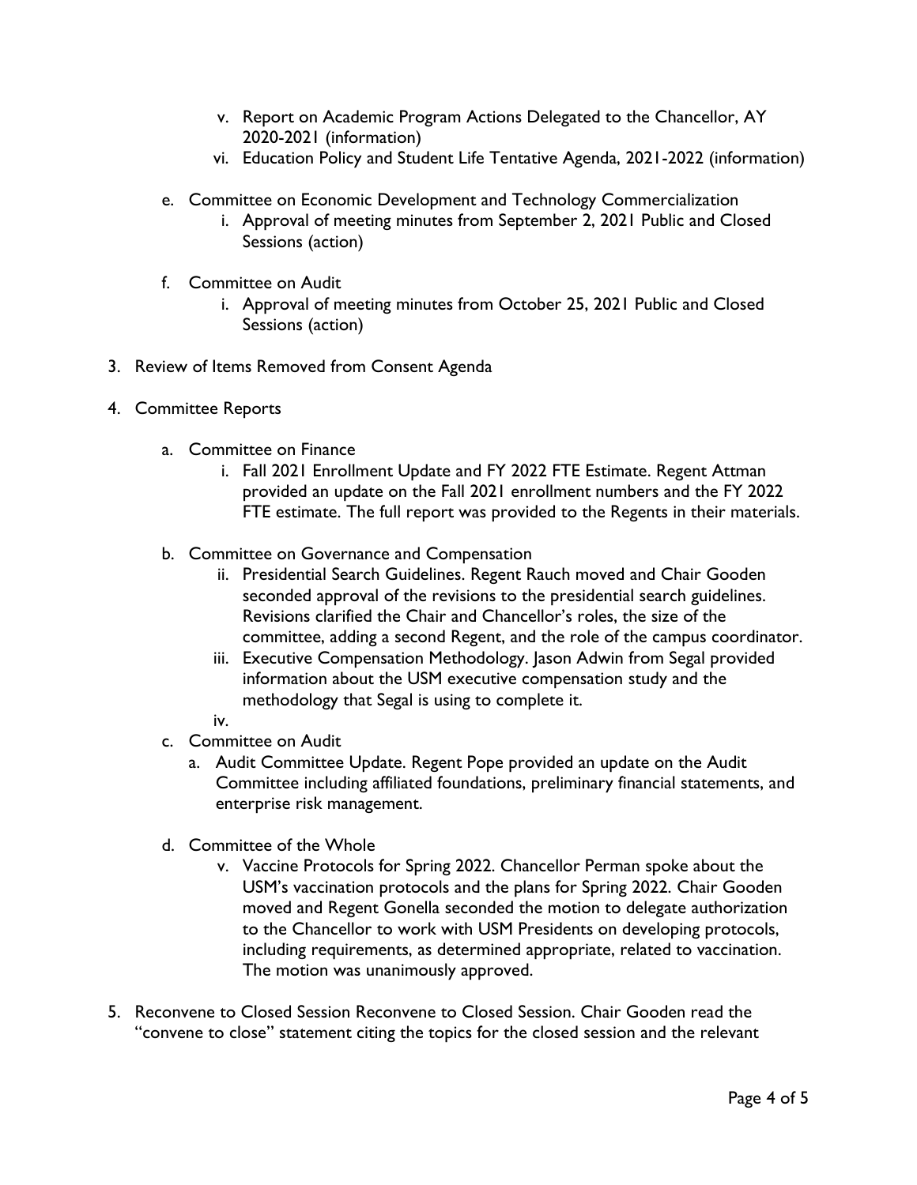v. Report on Academic Program Actions Delegated to the Chancellor, AY 2020-2021 (information)
    vi. Education Policy and Student Life Tentative Agenda, 2021-2022 (information)

  e. Committee on Economic Development and Technology Commercialization
    i. Approval of meeting minutes from September 2, 2021 Public and Closed Sessions (action)

  f. Committee on Audit
    i. Approval of meeting minutes from October 25, 2021 Public and Closed Sessions (action)

3. Review of Items Removed from Consent Agenda

4. Committee Reports

  a. Committee on Finance
    i. Fall 2021 Enrollment Update and FY 2022 FTE Estimate. Regent Attman provided an update on the Fall 2021 enrollment numbers and the FY 2022 FTE estimate. The full report was provided to the Regents in their materials.

  b. Committee on Governance and Compensation
    ii. Presidential Search Guidelines. Regent Rauch moved and Chair Gooden seconded approval of the revisions to the presidential search guidelines. Revisions clarified the Chair and Chancellor's roles, the size of the committee, adding a second Regent, and the role of the campus coordinator.
    iii. Executive Compensation Methodology. Jason Adwin from Segal provided information about the USM executive compensation study and the methodology that Segal is using to complete it.
    iv.

  c. Committee on Audit
    a. Audit Committee Update. Regent Pope provided an update on the Audit Committee including affiliated foundations, preliminary financial statements, and enterprise risk management.

  d. Committee of the Whole
    v. Vaccine Protocols for Spring 2022. Chancellor Perman spoke about the USM's vaccination protocols and the plans for Spring 2022. Chair Gooden moved and Regent Gonella seconded the motion to delegate authorization to the Chancellor to work with USM Presidents on developing protocols, including requirements, as determined appropriate, related to vaccination. The motion was unanimously approved.

5. Reconvene to Closed Session Reconvene to Closed Session. Chair Gooden read the "convene to close" statement citing the topics for the closed session and the relevant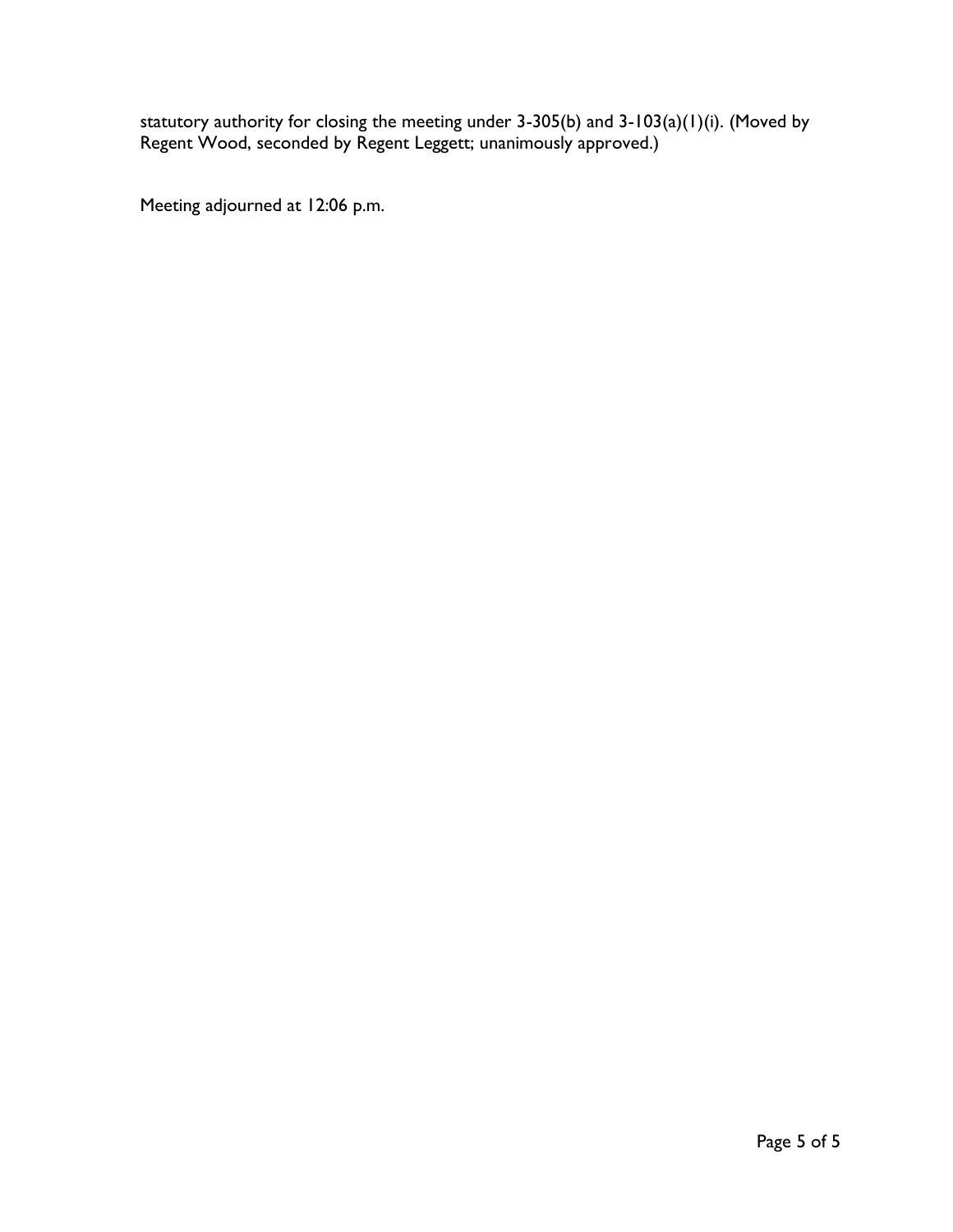statutory authority for closing the meeting under 3-305(b) and 3-103(a)(1)(i). (Moved by Regent Wood, seconded by Regent Leggett; unanimously approved.)

Meeting adjourned at 12:06 p.m.